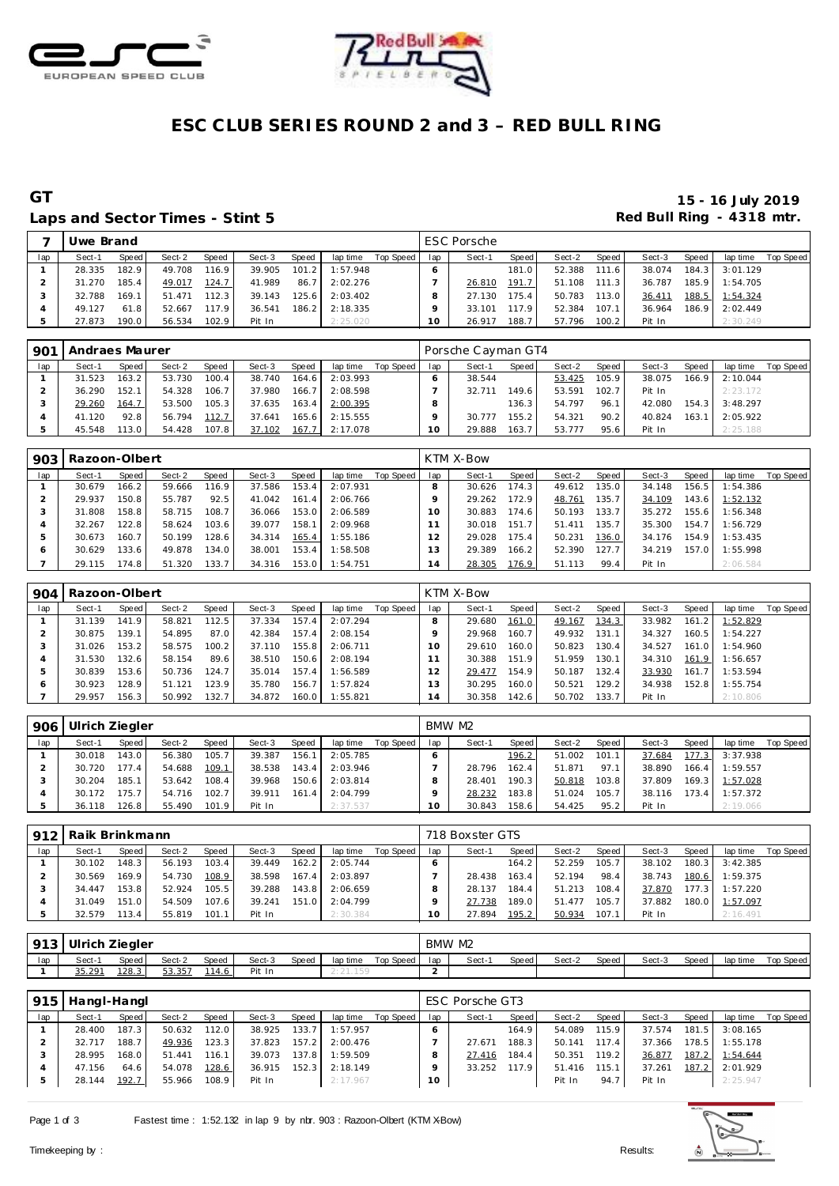# ESC CLUB SERIES ROUND 2 and 3 – RED BULL RING

## GT

**Laps and Sector Times - Stint 5**

**15 - 16 July 2019**
**Red Bull Ring - 4318 mtr.**

| 7 | Uwe Brand | | | | | | | | | ESC Porsche | | | | | | | | |
|---|---|---|---|---|---|---|---|---|---|---|---|---|---|---|---|---|---|---|
| lap | Sect-1 | Speed | Sect-2 | Speed | Sect-3 | Speed | lap time | Top Speed | lap | Sect-1 | Speed | Sect-2 | Speed | Sect-3 | Speed | lap time | Top Speed |
| 1 | 28.335 | 182.9 | 49.708 | 116.9 | 39.905 | 101.2 | 1:57.948 | | 6 | | 181.0 | 52.388 | 111.6 | 38.074 | 184.3 | 3:01.129 | |
| 2 | 31.270 | 185.4 | 49.017 | 124.7 | 41.989 | 86.7 | 2:02.276 | | 7 | 26.810 | 191.7 | 51.108 | 111.3 | 36.787 | 185.9 | 1:54.705 | |
| 3 | 32.788 | 169.1 | 51.471 | 112.3 | 39.143 | 125.6 | 2:03.402 | | 8 | 27.130 | 175.4 | 50.783 | 113.0 | 36.411 | 188.5 | 1:54.324 | |
| 4 | 49.127 | 61.8 | 52.667 | 117.9 | 36.541 | 186.2 | 2:18.335 | | 9 | 33.101 | 117.9 | 52.384 | 107.1 | 36.964 | 186.9 | 2:02.449 | |
| 5 | 27.873 | 190.0 | 56.534 | 102.9 | Pit In | | 2:25.020 | | 10 | 26.917 | 188.7 | 57.796 | 100.2 | Pit In | | 2:30.249 | |

| 901 | Andraes Maurer | | | | | | | | | Porsche Cayman GT4 | | | | | | | | |
|---|---|---|---|---|---|---|---|---|---|---|---|---|---|---|---|---|---|---|
| lap | Sect-1 | Speed | Sect-2 | Speed | Sect-3 | Speed | lap time | Top Speed | lap | Sect-1 | Speed | Sect-2 | Speed | Sect-3 | Speed | lap time | Top Speed |
| 1 | 31.523 | 163.2 | 53.730 | 100.4 | 38.740 | 164.6 | 2:03.993 | | 6 | 38.544 | | 53.425 | 105.9 | 38.075 | 166.9 | 2:10.044 | |
| 2 | 36.290 | 152.1 | 54.328 | 106.7 | 37.980 | 166.7 | 2:08.598 | | 7 | 32.711 | 149.6 | 53.591 | 102.7 | Pit In | | 2:23.172 | |
| 3 | 29.260 | 164.7 | 53.500 | 105.3 | 37.635 | 163.4 | 2:00.395 | | 8 | | 136.3 | 54.797 | 96.1 | 42.080 | 154.3 | 3:48.297 | |
| 4 | 41.120 | 92.8 | 56.794 | 112.7 | 37.641 | 165.6 | 2:15.555 | | 9 | 30.777 | 155.2 | 54.321 | 90.2 | 40.824 | 163.1 | 2:05.922 | |
| 5 | 45.548 | 113.0 | 54.428 | 107.8 | 37.102 | 167.7 | 2:17.078 | | 10 | 29.888 | 163.7 | 53.777 | 95.6 | Pit In | | 2:25.188 | |

| 903 | Razoon-Olbert | | | | | | | | | KTM X-Bow | | | | | | | | |
|---|---|---|---|---|---|---|---|---|---|---|---|---|---|---|---|---|---|---|
| lap | Sect-1 | Speed | Sect-2 | Speed | Sect-3 | Speed | lap time | Top Speed | lap | Sect-1 | Speed | Sect-2 | Speed | Sect-3 | Speed | lap time | Top Speed |
| 1 | 30.679 | 166.2 | 59.666 | 116.9 | 37.586 | 153.4 | 2:07.931 | | 8 | 30.626 | 174.3 | 49.612 | 135.0 | 34.148 | 156.5 | 1:54.386 | |
| 2 | 29.937 | 150.8 | 55.787 | 92.5 | 41.042 | 161.4 | 2:06.766 | | 9 | 29.262 | 172.9 | 48.761 | 135.7 | 34.109 | 143.6 | 1:52.132 | |
| 3 | 31.808 | 158.8 | 58.715 | 108.7 | 36.066 | 153.0 | 2:06.589 | | 10 | 30.883 | 174.6 | 50.193 | 133.7 | 35.272 | 155.6 | 1:56.348 | |
| 4 | 32.267 | 122.8 | 58.624 | 103.6 | 39.077 | 158.1 | 2:09.968 | | 11 | 30.018 | 151.7 | 51.411 | 135.7 | 35.300 | 154.7 | 1:56.729 | |
| 5 | 30.673 | 160.7 | 50.199 | 128.6 | 34.314 | 165.4 | 1:55.186 | | 12 | 29.028 | 175.4 | 50.231 | 136.0 | 34.176 | 154.9 | 1:53.435 | |
| 6 | 30.629 | 133.6 | 49.878 | 134.0 | 38.001 | 153.4 | 1:58.508 | | 13 | 29.389 | 166.2 | 52.390 | 127.7 | 34.219 | 157.0 | 1:55.998 | |
| 7 | 29.115 | 174.8 | 51.320 | 133.7 | 34.316 | 153.0 | 1:54.751 | | 14 | 28.305 | 176.9 | 51.113 | 99.4 | Pit In | | 2:06.584 | |

| 904 | Razoon-Olbert | | | | | | | | | KTM X-Bow | | | | | | | | |
|---|---|---|---|---|---|---|---|---|---|---|---|---|---|---|---|---|---|---|
| lap | Sect-1 | Speed | Sect-2 | Speed | Sect-3 | Speed | lap time | Top Speed | lap | Sect-1 | Speed | Sect-2 | Speed | Sect-3 | Speed | lap time | Top Speed |
| 1 | 31.139 | 141.9 | 58.821 | 112.5 | 37.334 | 157.4 | 2:07.294 | | 8 | 29.680 | 161.0 | 49.167 | 134.3 | 33.982 | 161.2 | 1:52.829 | |
| 2 | 30.875 | 139.1 | 54.895 | 87.0 | 42.384 | 157.4 | 2:08.154 | | 9 | 29.968 | 160.7 | 49.932 | 131.1 | 34.327 | 160.5 | 1:54.227 | |
| 3 | 31.026 | 153.2 | 58.575 | 100.2 | 37.110 | 155.8 | 2:06.711 | | 10 | 29.610 | 160.0 | 50.823 | 130.4 | 34.527 | 161.0 | 1:54.960 | |
| 4 | 31.530 | 132.6 | 58.154 | 89.6 | 38.510 | 150.6 | 2:08.194 | | 11 | 30.388 | 151.9 | 51.959 | 130.1 | 34.310 | 161.9 | 1:56.657 | |
| 5 | 30.839 | 153.6 | 50.736 | 124.7 | 35.014 | 157.4 | 1:56.589 | | 12 | 29.477 | 154.9 | 50.187 | 132.4 | 33.930 | 161.7 | 1:53.594 | |
| 6 | 30.923 | 128.9 | 51.121 | 123.9 | 35.780 | 156.7 | 1:57.824 | | 13 | 30.295 | 160.0 | 50.521 | 129.2 | 34.938 | 152.8 | 1:55.754 | |
| 7 | 29.957 | 156.3 | 50.992 | 132.7 | 34.872 | 160.0 | 1:55.821 | | 14 | 30.358 | 142.6 | 50.702 | 133.7 | Pit In | | 2:10.806 | |

| 906 | Ulrich Ziegler | | | | | | | | | BMW M2 | | | | | | | | |
|---|---|---|---|---|---|---|---|---|---|---|---|---|---|---|---|---|---|---|
| lap | Sect-1 | Speed | Sect-2 | Speed | Sect-3 | Speed | lap time | Top Speed | lap | Sect-1 | Speed | Sect-2 | Speed | Sect-3 | Speed | lap time | Top Speed |
| 1 | 30.018 | 143.0 | 56.380 | 105.7 | 39.387 | 156.1 | 2:05.785 | | 6 | | 196.2 | 51.002 | 101.1 | 37.684 | 177.3 | 3:37.938 | |
| 2 | 30.720 | 177.4 | 54.688 | 109.1 | 38.538 | 143.4 | 2:03.946 | | 7 | 28.796 | 162.4 | 51.871 | 97.1 | 38.890 | 166.4 | 1:59.557 | |
| 3 | 30.204 | 185.1 | 53.642 | 108.4 | 39.968 | 150.6 | 2:03.814 | | 8 | 28.401 | 190.3 | 50.818 | 103.8 | 37.809 | 169.3 | 1:57.028 | |
| 4 | 30.172 | 175.7 | 54.716 | 102.7 | 39.911 | 161.4 | 2:04.799 | | 9 | 28.232 | 183.8 | 51.024 | 105.7 | 38.116 | 173.4 | 1:57.372 | |
| 5 | 36.118 | 126.8 | 55.490 | 101.9 | Pit In | | 2:37.537 | | 10 | 30.843 | 158.6 | 54.425 | 95.2 | Pit In | | 2:19.066 | |

| 912 | Raik Brinkmann | | | | | | | | | 718 Boxster GTS | | | | | | | | |
|---|---|---|---|---|---|---|---|---|---|---|---|---|---|---|---|---|---|---|
| lap | Sect-1 | Speed | Sect-2 | Speed | Sect-3 | Speed | lap time | Top Speed | lap | Sect-1 | Speed | Sect-2 | Speed | Sect-3 | Speed | lap time | Top Speed |
| 1 | 30.102 | 148.3 | 56.193 | 103.4 | 39.449 | 162.2 | 2:05.744 | | 6 | | 164.2 | 52.259 | 105.7 | 38.102 | 180.3 | 3:42.385 | |
| 2 | 30.569 | 169.9 | 54.730 | 108.9 | 38.598 | 167.4 | 2:03.897 | | 7 | 28.438 | 163.4 | 52.194 | 98.4 | 38.743 | 180.6 | 1:59.375 | |
| 3 | 34.447 | 153.8 | 52.924 | 105.5 | 39.288 | 143.8 | 2:06.659 | | 8 | 28.137 | 184.4 | 51.213 | 108.4 | 37.870 | 177.3 | 1:57.220 | |
| 4 | 31.049 | 151.0 | 54.509 | 107.6 | 39.241 | 151.0 | 2:04.799 | | 9 | 27.738 | 189.0 | 51.477 | 105.7 | 37.882 | 180.0 | 1:57.097 | |
| 5 | 32.579 | 113.4 | 55.819 | 101.1 | Pit In | | 2:30.384 | | 10 | 27.894 | 195.2 | 50.934 | 107.1 | Pit In | | 2:16.491 | |

| 913 | Ulrich Ziegler | | | | | | | | | BMW M2 | | | | | | | | |
|---|---|---|---|---|---|---|---|---|---|---|---|---|---|---|---|---|---|---|
| lap | Sect-1 | Speed | Sect-2 | Speed | Sect-3 | Speed | lap time | Top Speed | lap | Sect-1 | Speed | Sect-2 | Speed | Sect-3 | Speed | lap time | Top Speed |
| 1 | 35.291 | 128.3 | 53.357 | 114.6 | Pit In | | 2:21.159 | | 2 | | | | | | | | |

| 915 | Hangl-Hangl | | | | | | | | | ESC Porsche GT3 | | | | | | | | |
|---|---|---|---|---|---|---|---|---|---|---|---|---|---|---|---|---|---|---|
| lap | Sect-1 | Speed | Sect-2 | Speed | Sect-3 | Speed | lap time | Top Speed | lap | Sect-1 | Speed | Sect-2 | Speed | Sect-3 | Speed | lap time | Top Speed |
| 1 | 28.400 | 187.3 | 50.632 | 112.0 | 38.925 | 133.7 | 1:57.957 | | 6 | | 164.9 | 54.089 | 115.9 | 37.574 | 181.5 | 3:08.165 | |
| 2 | 32.717 | 188.7 | 49.936 | 123.3 | 37.823 | 157.2 | 2:00.476 | | 7 | 27.671 | 188.3 | 50.141 | 117.4 | 37.366 | 178.5 | 1:55.178 | |
| 3 | 28.995 | 168.0 | 51.441 | 116.1 | 39.073 | 137.8 | 1:59.509 | | 8 | 27.416 | 184.4 | 50.351 | 119.2 | 36.877 | 187.2 | 1:54.644 | |
| 4 | 47.156 | 64.6 | 54.078 | 128.6 | 36.915 | 152.3 | 2:18.149 | | 9 | 33.252 | 117.9 | 51.416 | 115.1 | 37.261 | 187.2 | 2:01.929 | |
| 5 | 28.144 | 192.7 | 55.966 | 108.9 | Pit In | | 2:17.967 | | 10 | | | Pit In | 94.7 | Pit In | | 2:25.947 | |

Fastest time : 1:52.132 in lap 9 by nbr. 903 : Razoon-Olbert (KTM X-Bow)

Timekeeping by : Results: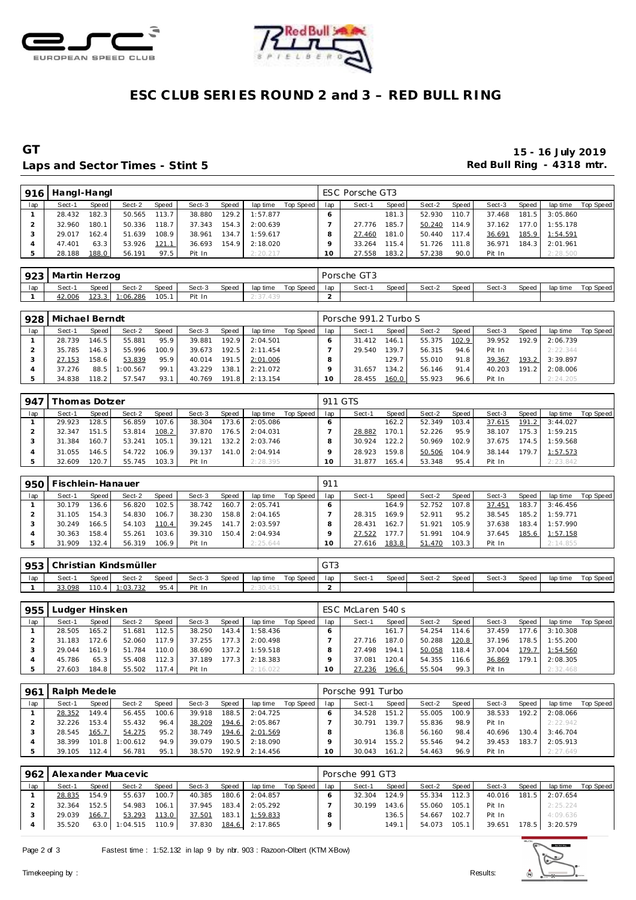# ESC CLUB SERIES ROUND 2 and 3 – RED BULL RING

## GT

**Laps and Sector Times - Stint 5**

**15 - 16 July 2019**
**Red Bull Ring - 4318 mtr.**

| 916 | Hangl-Hangl | | | | | | | | ESC Porsche GT3 | | | | | | | | |
|---|---|---|---|---|---|---|---|---|---|---|---|---|---|---|---|---|---|
| lap | Sect-1 | Speed | Sect-2 | Speed | Sect-3 | Speed | lap time | Top Speed | lap | Sect-1 | Speed | Sect-2 | Speed | Sect-3 | Speed | lap time | Top Speed |
| 1 | 28.432 | 182.3 | 50.565 | 113.7 | 38.880 | 129.2 | 1:57.877 | | 6 | | 181.3 | 52.930 | 110.7 | 37.468 | 181.5 | 3:05.860 | |
| 2 | 32.960 | 180.1 | 50.336 | 118.7 | 37.343 | 154.3 | 2:00.639 | | 7 | 27.776 | 185.7 | 50.240 | 114.9 | 37.162 | 177.0 | 1:55.178 | |
| 3 | 29.017 | 162.4 | 51.639 | 108.9 | 38.961 | 134.7 | 1:59.617 | | 8 | 27.460 | 181.0 | 50.440 | 117.4 | 36.691 | 185.9 | 1:54.591 | |
| 4 | 47.401 | 63.3 | 53.926 | 121.1 | 36.693 | 154.9 | 2:18.020 | | 9 | 33.264 | 115.4 | 51.726 | 111.8 | 36.971 | 184.3 | 2:01.961 | |
| 5 | 28.188 | 188.0 | 56.191 | 97.5 | Pit In | | 2:20.217 | | 10 | 27.558 | 183.2 | 57.238 | 90.0 | Pit In | | 2:28.500 | |

| 923 | Martin Herzog | | | | | | | | Porsche GT3 | | | | | | | | |
|---|---|---|---|---|---|---|---|---|---|---|---|---|---|---|---|---|---|
| lap | Sect-1 | Speed | Sect-2 | Speed | Sect-3 | Speed | lap time | Top Speed | lap | Sect-1 | Speed | Sect-2 | Speed | Sect-3 | Speed | lap time | Top Speed |
| 1 | 42.006 | 123.3 | 1:06.286 | 105.1 | Pit In | | 2:37.439 | | 2 | | | | | | | | |

| 928 | Michael Berndt | | | | | | | | Porsche 991.2 Turbo S | | | | | | | | |
|---|---|---|---|---|---|---|---|---|---|---|---|---|---|---|---|---|---|
| lap | Sect-1 | Speed | Sect-2 | Speed | Sect-3 | Speed | lap time | Top Speed | lap | Sect-1 | Speed | Sect-2 | Speed | Sect-3 | Speed | lap time | Top Speed |
| 1 | 28.739 | 146.5 | 55.881 | 95.9 | 39.881 | 192.9 | 2:04.501 | | 6 | 31.412 | 146.1 | 55.375 | 102.9 | 39.952 | 192.9 | 2:06.739 | |
| 2 | 35.785 | 146.3 | 55.996 | 100.9 | 39.673 | 192.5 | 2:11.454 | | 7 | 29.540 | 139.7 | 56.315 | 94.6 | Pit In | | 2:22.344 | |
| 3 | 27.153 | 158.6 | 53.839 | 95.9 | 40.014 | 191.5 | 2:01.006 | | 8 | | 129.7 | 55.010 | 91.8 | 39.367 | 193.2 | 3:39.897 | |
| 4 | 37.276 | 88.5 | 1:00.567 | 99.1 | 43.229 | 138.1 | 2:21.072 | | 9 | 31.657 | 134.2 | 56.146 | 91.4 | 40.203 | 191.2 | 2:08.006 | |
| 5 | 34.838 | 118.2 | 57.547 | 93.1 | 40.769 | 191.8 | 2:13.154 | | 10 | 28.455 | 160.0 | 55.923 | 96.6 | Pit In | | 2:24.205 | |

| 947 | Thomas Dotzer | | | | | | | | 911 GTS | | | | | | | | |
|---|---|---|---|---|---|---|---|---|---|---|---|---|---|---|---|---|---|
| lap | Sect-1 | Speed | Sect-2 | Speed | Sect-3 | Speed | lap time | Top Speed | lap | Sect-1 | Speed | Sect-2 | Speed | Sect-3 | Speed | lap time | Top Speed |
| 1 | 29.923 | 128.5 | 56.859 | 107.6 | 38.304 | 173.6 | 2:05.086 | | 6 | | 162.2 | 52.349 | 103.4 | 37.615 | 191.2 | 3:44.027 | |
| 2 | 32.347 | 151.5 | 53.814 | 108.2 | 37.870 | 176.5 | 2:04.031 | | 7 | 28.882 | 170.1 | 52.226 | 95.9 | 38.107 | 175.3 | 1:59.215 | |
| 3 | 31.384 | 160.7 | 53.241 | 105.1 | 39.121 | 132.2 | 2:03.746 | | 8 | 30.924 | 122.2 | 50.969 | 102.9 | 37.675 | 174.5 | 1:59.568 | |
| 4 | 31.055 | 146.5 | 54.722 | 106.9 | 39.137 | 141.0 | 2:04.914 | | 9 | 28.923 | 159.8 | 50.506 | 104.9 | 38.144 | 179.7 | 1:57.573 | |
| 5 | 32.609 | 120.7 | 55.745 | 103.3 | Pit In | | 2:28.395 | | 10 | 31.877 | 165.4 | 53.348 | 95.4 | Pit In | | 2:23.842 | |

| 950 | Fischlein-Hanauer | | | | | | | | 911 | | | | | | | | |
|---|---|---|---|---|---|---|---|---|---|---|---|---|---|---|---|---|---|
| lap | Sect-1 | Speed | Sect-2 | Speed | Sect-3 | Speed | lap time | Top Speed | lap | Sect-1 | Speed | Sect-2 | Speed | Sect-3 | Speed | lap time | Top Speed |
| 1 | 30.179 | 136.6 | 56.820 | 102.5 | 38.742 | 160.7 | 2:05.741 | | 6 | | 164.9 | 52.752 | 107.8 | 37.451 | 183.7 | 3:46.456 | |
| 2 | 31.105 | 154.3 | 54.830 | 106.7 | 38.230 | 158.8 | 2:04.165 | | 7 | 28.315 | 169.9 | 52.911 | 95.2 | 38.545 | 185.2 | 1:59.771 | |
| 3 | 30.249 | 166.5 | 54.103 | 110.4 | 39.245 | 141.7 | 2:03.597 | | 8 | 28.431 | 162.7 | 51.921 | 105.9 | 37.638 | 183.4 | 1:57.990 | |
| 4 | 30.363 | 158.4 | 55.261 | 103.6 | 39.310 | 150.4 | 2:04.934 | | 9 | 27.522 | 177.7 | 51.991 | 104.9 | 37.645 | 185.6 | 1:57.158 | |
| 5 | 31.909 | 132.4 | 56.319 | 106.9 | Pit In | | 2:25.644 | | 10 | 27.616 | 183.8 | 51.470 | 103.3 | Pit In | | 2:14.855 | |

| 953 | Christian Kindsmüller | | | | | | | | GT3 | | | | | | | | |
|---|---|---|---|---|---|---|---|---|---|---|---|---|---|---|---|---|---|
| lap | Sect-1 | Speed | Sect-2 | Speed | Sect-3 | Speed | lap time | Top Speed | lap | Sect-1 | Speed | Sect-2 | Speed | Sect-3 | Speed | lap time | Top Speed |
| 1 | 33.098 | 110.4 | 1:03.732 | 95.4 | Pit In | | 2:30.451 | | 2 | | | | | | | | |

| 955 | Ludger Hinsken | | | | | | | | ESC McLaren 540 s | | | | | | | | |
|---|---|---|---|---|---|---|---|---|---|---|---|---|---|---|---|---|---|
| lap | Sect-1 | Speed | Sect-2 | Speed | Sect-3 | Speed | lap time | Top Speed | lap | Sect-1 | Speed | Sect-2 | Speed | Sect-3 | Speed | lap time | Top Speed |
| 1 | 28.505 | 165.2 | 51.681 | 112.5 | 38.250 | 143.4 | 1:58.436 | | 6 | | 161.7 | 54.254 | 114.6 | 37.459 | 177.6 | 3:10.308 | |
| 2 | 31.183 | 172.6 | 52.060 | 117.9 | 37.255 | 177.3 | 2:00.498 | | 7 | 27.716 | 187.0 | 50.288 | 120.8 | 37.196 | 178.5 | 1:55.200 | |
| 3 | 29.044 | 161.9 | 51.784 | 110.0 | 38.690 | 137.2 | 1:59.518 | | 8 | 27.498 | 194.1 | 50.058 | 118.4 | 37.004 | 179.7 | 1:54.560 | |
| 4 | 45.786 | 65.3 | 55.408 | 112.3 | 37.189 | 177.3 | 2:18.383 | | 9 | 37.081 | 120.4 | 54.355 | 116.6 | 36.869 | 179.1 | 2:08.305 | |
| 5 | 27.603 | 184.8 | 55.502 | 117.4 | Pit In | | 2:16.022 | | 10 | 27.236 | 196.6 | 55.504 | 99.3 | Pit In | | 2:32.468 | |

| 961 | Ralph Medele | | | | | | | | Porsche 991 Turbo | | | | | | | | |
|---|---|---|---|---|---|---|---|---|---|---|---|---|---|---|---|---|---|
| lap | Sect-1 | Speed | Sect-2 | Speed | Sect-3 | Speed | lap time | Top Speed | lap | Sect-1 | Speed | Sect-2 | Speed | Sect-3 | Speed | lap time | Top Speed |
| 1 | 28.352 | 149.4 | 56.455 | 100.6 | 39.918 | 188.5 | 2:04.725 | | 6 | 34.528 | 151.2 | 55.005 | 100.9 | 38.533 | 192.2 | 2:08.066 | |
| 2 | 32.226 | 153.4 | 55.432 | 96.4 | 38.209 | 194.6 | 2:05.867 | | 7 | 30.791 | 139.7 | 55.836 | 98.9 | Pit In | | 2:22.942 | |
| 3 | 28.545 | 165.7 | 54.275 | 95.2 | 38.749 | 194.6 | 2:01.569 | | 8 | | 136.8 | 56.160 | 98.4 | 40.696 | 130.4 | 3:46.704 | |
| 4 | 38.399 | 101.8 | 1:00.612 | 94.9 | 39.079 | 190.5 | 2:18.090 | | 9 | 30.914 | 155.2 | 55.546 | 94.2 | 39.453 | 183.7 | 2:05.913 | |
| 5 | 39.105 | 112.4 | 56.781 | 95.1 | 38.570 | 192.9 | 2:14.456 | | 10 | 30.043 | 161.2 | 54.463 | 96.9 | Pit In | | 2:27.649 | |

| 962 | Alexander Muacevic | | | | | | | | Porsche 991 GT3 | | | | | | | | |
|---|---|---|---|---|---|---|---|---|---|---|---|---|---|---|---|---|---|
| lap | Sect-1 | Speed | Sect-2 | Speed | Sect-3 | Speed | lap time | Top Speed | lap | Sect-1 | Speed | Sect-2 | Speed | Sect-3 | Speed | lap time | Top Speed |
| 1 | 28.835 | 154.9 | 55.637 | 100.7 | 40.385 | 180.6 | 2:04.857 | | 6 | 32.304 | 124.9 | 55.334 | 112.3 | 40.016 | 181.5 | 2:07.654 | |
| 2 | 32.364 | 152.5 | 54.983 | 106.1 | 37.945 | 183.4 | 2:05.292 | | 7 | 30.199 | 143.6 | 55.060 | 105.1 | Pit In | | 2:25.224 | |
| 3 | 29.039 | 166.7 | 53.293 | 113.0 | 37.501 | 183.1 | 1:59.833 | | 8 | | 136.5 | 54.667 | 102.7 | Pit In | | 4:09.636 | |
| 4 | 35.520 | 63.0 | 1:04.515 | 110.9 | 37.830 | 184.6 | 2:17.865 | | 9 | | 149.1 | 54.073 | 105.1 | 39.651 | 178.5 | 3:20.579 | |

Fastest time : 1:52.132 in lap 9 by nbr. 903 : Razoon-Olbert (KTM X-Bow)

Timekeeping by : Results: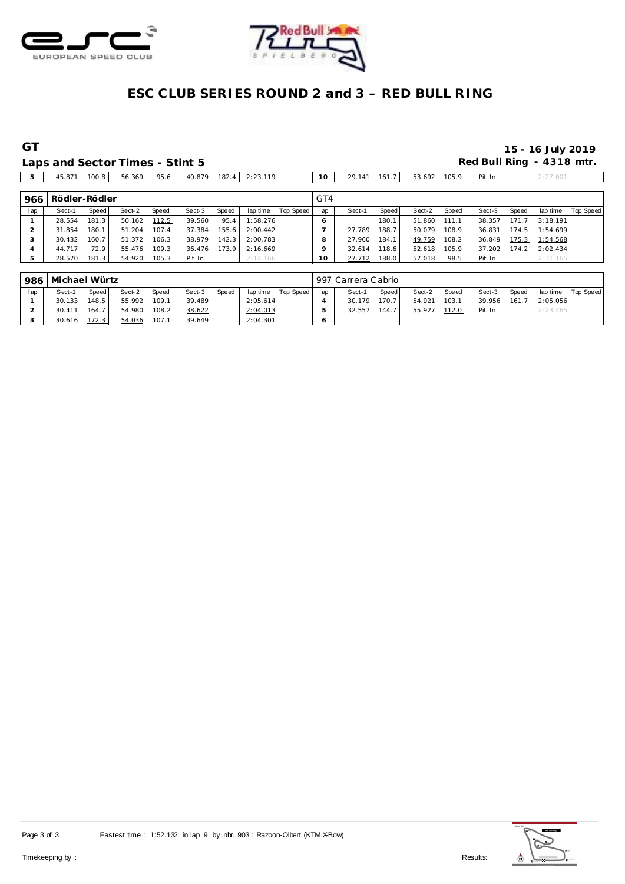# ESC CLUB SERIES ROUND 2 and 3 – RED BULL RING

## GT

**15 - 16 July 2019**

### Laps and Sector Times - Stint 5

**Red Bull Ring - 4318 mtr.**

| lap | Sect-1 | Speed | Sect-2 | Speed | Sect-3 | Speed | lap time | Top Speed | lap | Sect-1 | Speed | Sect-2 | Speed | Sect-3 | Speed | lap time | Top Speed |
|---|---|---|---|---|---|---|---|---|---|---|---|---|---|---|---|---|---|
| 5 | 45.871 | 100.8 | 56.369 | 95.6 | 40.879 | 182.4 | 2:23.119 | | 10 | 29.141 | 161.7 | 53.692 | 105.9 | Pit In | | 2:27.001 | |

**966 Rödler-Rödler** — GT4

| lap | Sect-1 | Speed | Sect-2 | Speed | Sect-3 | Speed | lap time | Top Speed | lap | Sect-1 | Speed | Sect-2 | Speed | Sect-3 | Speed | lap time | Top Speed |
|---|---|---|---|---|---|---|---|---|---|---|---|---|---|---|---|---|---|
| 1 | 28.554 | 181.3 | 50.162 | 112.5 | 39.560 | 95.4 | 1:58.276 | | 6 | | 180.1 | 51.860 | 111.1 | 38.357 | 171.7 | 3:18.191 | |
| 2 | 31.854 | 180.1 | 51.204 | 107.4 | 37.384 | 155.6 | 2:00.442 | | 7 | 27.789 | 188.7 | 50.079 | 108.9 | 36.831 | 174.5 | 1:54.699 | |
| 3 | 30.432 | 160.7 | 51.372 | 106.3 | 38.979 | 142.3 | 2:00.783 | | 8 | 27.960 | 184.1 | 49.759 | 108.2 | 36.849 | 175.3 | 1:54.568 | |
| 4 | 44.717 | 72.9 | 55.476 | 109.3 | 36.476 | 173.9 | 2:16.669 | | 9 | 32.614 | 118.6 | 52.618 | 105.9 | 37.202 | 174.2 | 2:02.434 | |
| 5 | 28.570 | 181.3 | 54.920 | 105.3 | Pit In | | 2:14.166 | | 10 | 27.712 | 188.0 | 57.018 | 98.5 | Pit In | | 2:31.165 | |

**986 Michael Würtz** — 997 Carrera Cabrio

| lap | Sect-1 | Speed | Sect-2 | Speed | Sect-3 | Speed | lap time | Top Speed | lap | Sect-1 | Speed | Sect-2 | Speed | Sect-3 | Speed | lap time | Top Speed |
|---|---|---|---|---|---|---|---|---|---|---|---|---|---|---|---|---|---|
| 1 | 30.133 | 148.5 | 55.992 | 109.1 | 39.489 | | 2:05.614 | | 4 | 30.179 | 170.7 | 54.921 | 103.1 | 39.956 | 161.7 | 2:05.056 | |
| 2 | 30.411 | 164.7 | 54.980 | 108.2 | 38.622 | | 2:04.013 | | 5 | 32.557 | 144.7 | 55.927 | 112.0 | Pit In | | 2:23.465 | |
| 3 | 30.616 | 172.3 | 54.036 | 107.1 | 39.649 | | 2:04.301 | | 6 | | | | | | | | |

Fastest time : 1:52.132 in lap 9 by nbr. 903 : Razoon-Olbert (KTM X-Bow)

Timekeeping by :

Results: